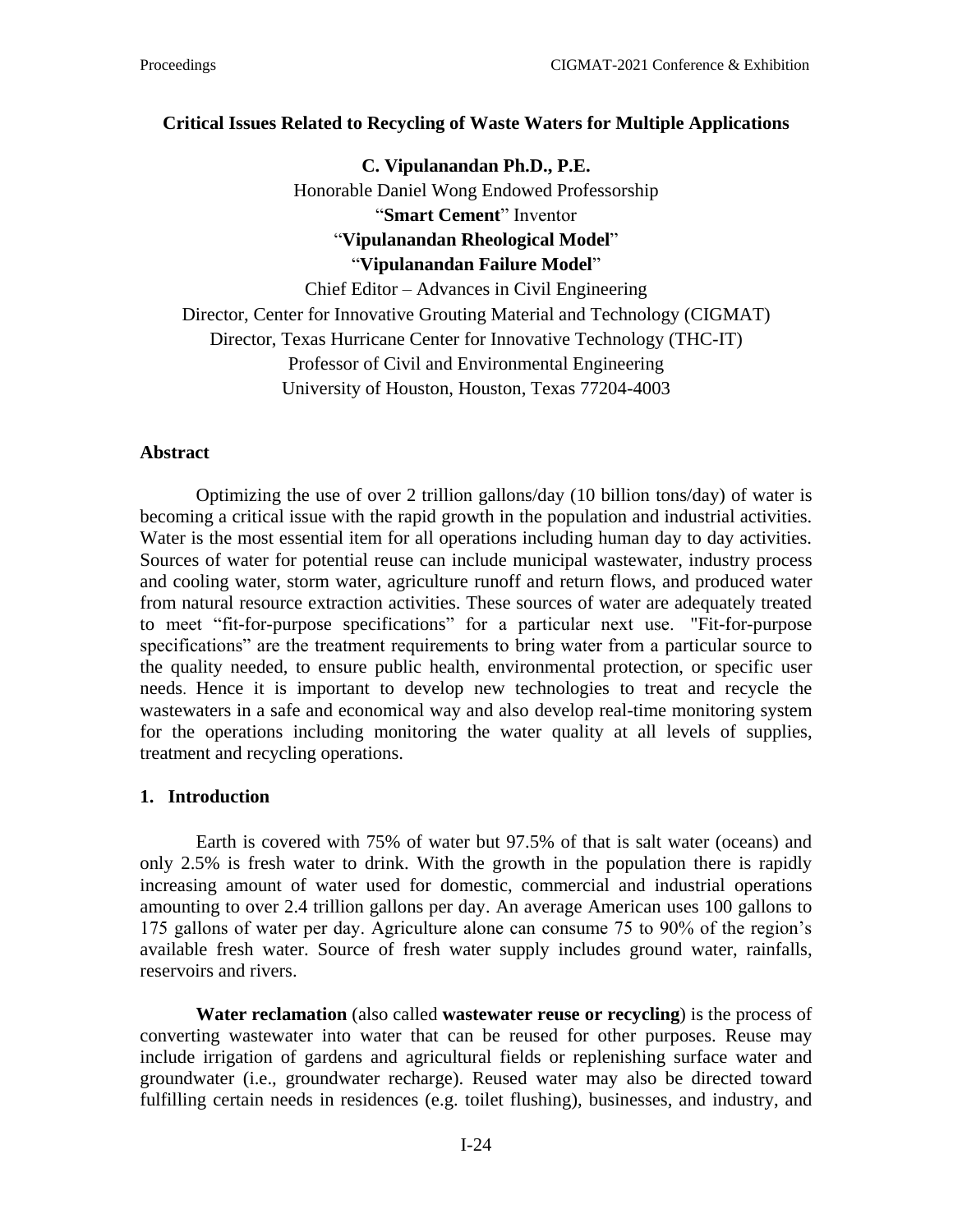# Critical Issues Related to Recycling of Waste Waters for Multiple Applications

**C. Vipulanandan Ph.D., P.E.**
Honorable Daniel Wong Endowed Professorship
"**Smart Cement**" Inventor
"**Vipulanandan Rheological Model**"
"**Vipulanandan Failure Model**"
Chief Editor – Advances in Civil Engineering
Director, Center for Innovative Grouting Material and Technology (CIGMAT)
Director, Texas Hurricane Center for Innovative Technology (THC-IT)
Professor of Civil and Environmental Engineering
University of Houston, Houston, Texas 77204-4003

## Abstract

Optimizing the use of over 2 trillion gallons/day (10 billion tons/day) of water is becoming a critical issue with the rapid growth in the population and industrial activities. Water is the most essential item for all operations including human day to day activities. Sources of water for potential reuse can include municipal wastewater, industry process and cooling water, storm water, agriculture runoff and return flows, and produced water from natural resource extraction activities. These sources of water are adequately treated to meet "fit-for-purpose specifications" for a particular next use. "Fit-for-purpose specifications" are the treatment requirements to bring water from a particular source to the quality needed, to ensure public health, environmental protection, or specific user needs. Hence it is important to develop new technologies to treat and recycle the wastewaters in a safe and economical way and also develop real-time monitoring system for the operations including monitoring the water quality at all levels of supplies, treatment and recycling operations.

## 1. Introduction

Earth is covered with 75% of water but 97.5% of that is salt water (oceans) and only 2.5% is fresh water to drink. With the growth in the population there is rapidly increasing amount of water used for domestic, commercial and industrial operations amounting to over 2.4 trillion gallons per day. An average American uses 100 gallons to 175 gallons of water per day. Agriculture alone can consume 75 to 90% of the region's available fresh water. Source of fresh water supply includes ground water, rainfalls, reservoirs and rivers.

**Water reclamation** (also called **wastewater reuse or recycling**) is the process of converting wastewater into water that can be reused for other purposes. Reuse may include irrigation of gardens and agricultural fields or replenishing surface water and groundwater (i.e., groundwater recharge). Reused water may also be directed toward fulfilling certain needs in residences (e.g. toilet flushing), businesses, and industry, and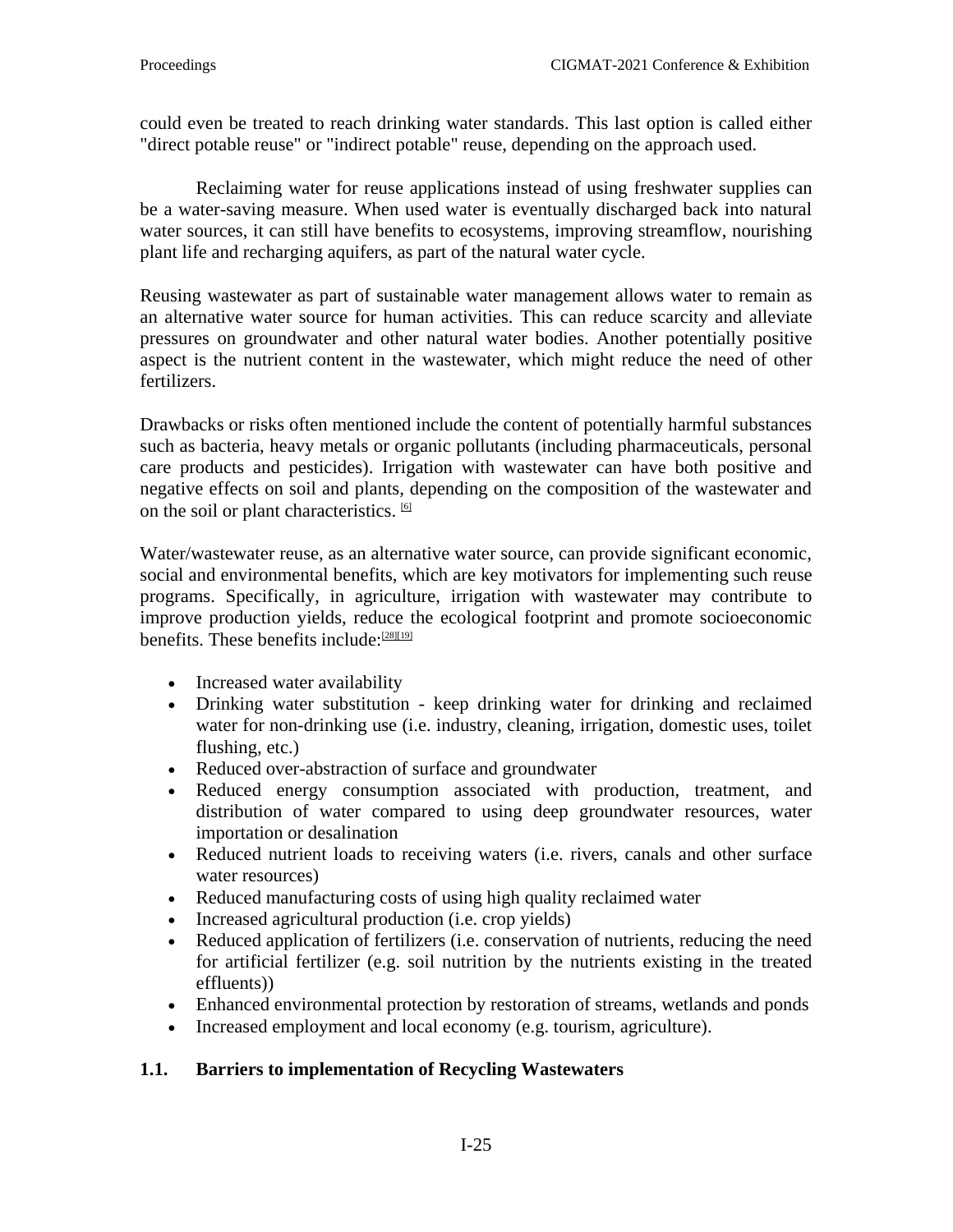could even be treated to reach drinking water standards. This last option is called either "direct potable reuse" or "indirect potable" reuse, depending on the approach used.

Reclaiming water for reuse applications instead of using freshwater supplies can be a water-saving measure. When used water is eventually discharged back into natural water sources, it can still have benefits to ecosystems, improving streamflow, nourishing plant life and recharging aquifers, as part of the natural water cycle.

Reusing wastewater as part of sustainable water management allows water to remain as an alternative water source for human activities. This can reduce scarcity and alleviate pressures on groundwater and other natural water bodies. Another potentially positive aspect is the nutrient content in the wastewater, which might reduce the need of other fertilizers.

Drawbacks or risks often mentioned include the content of potentially harmful substances such as bacteria, heavy metals or organic pollutants (including pharmaceuticals, personal care products and pesticides). Irrigation with wastewater can have both positive and negative effects on soil and plants, depending on the composition of the wastewater and on the soil or plant characteristics. [6]

Water/wastewater reuse, as an alternative water source, can provide significant economic, social and environmental benefits, which are key motivators for implementing such reuse programs. Specifically, in agriculture, irrigation with wastewater may contribute to improve production yields, reduce the ecological footprint and promote socioeconomic benefits. These benefits include:[28][19]

- Increased water availability
- Drinking water substitution - keep drinking water for drinking and reclaimed water for non-drinking use (i.e. industry, cleaning, irrigation, domestic uses, toilet flushing, etc.)
- Reduced over-abstraction of surface and groundwater
- Reduced energy consumption associated with production, treatment, and distribution of water compared to using deep groundwater resources, water importation or desalination
- Reduced nutrient loads to receiving waters (i.e. rivers, canals and other surface water resources)
- Reduced manufacturing costs of using high quality reclaimed water
- Increased agricultural production (i.e. crop yields)
- Reduced application of fertilizers (i.e. conservation of nutrients, reducing the need for artificial fertilizer (e.g. soil nutrition by the nutrients existing in the treated effluents))
- Enhanced environmental protection by restoration of streams, wetlands and ponds
- Increased employment and local economy (e.g. tourism, agriculture).

## 1.1. Barriers to implementation of Recycling Wastewaters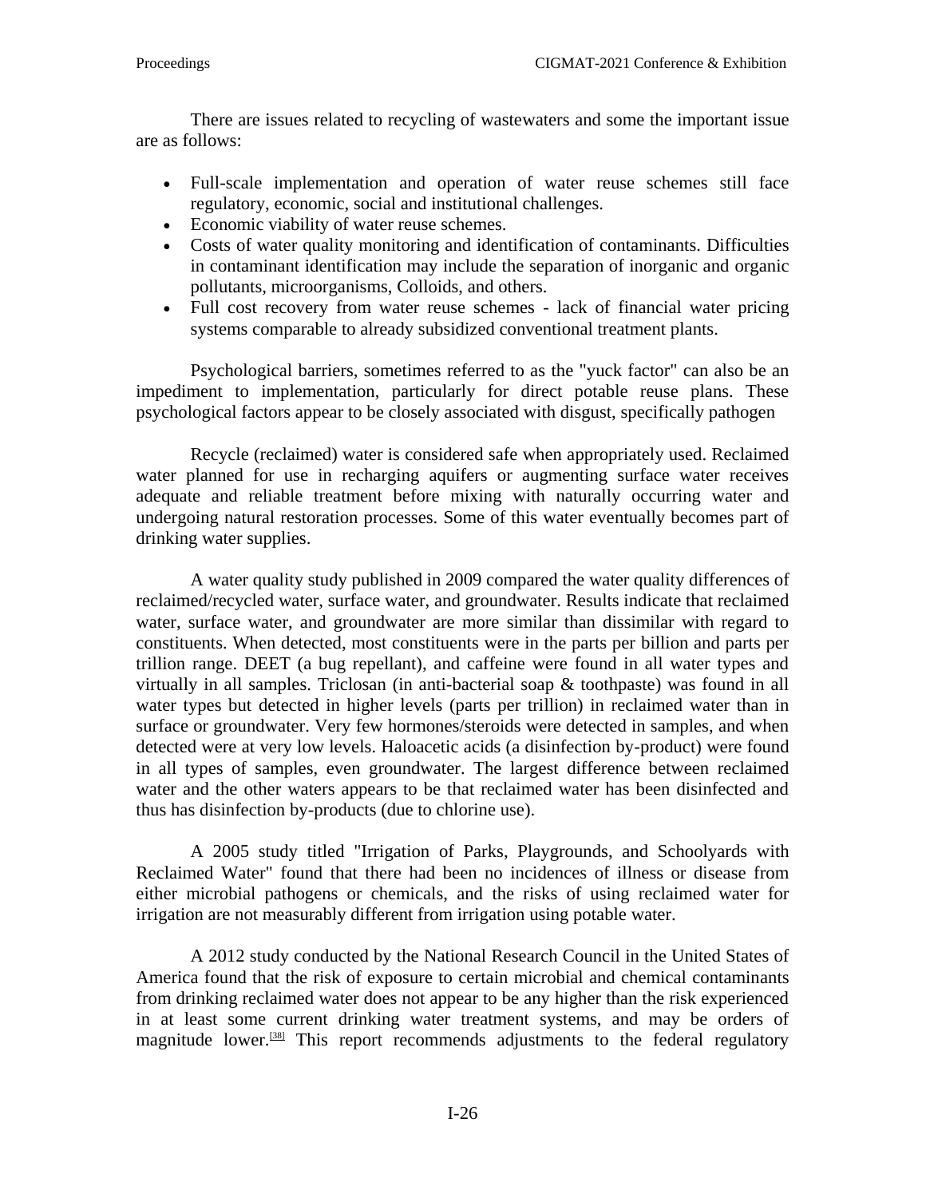There are issues related to recycling of wastewaters and some the important issue are as follows:

- Full-scale implementation and operation of water reuse schemes still face regulatory, economic, social and institutional challenges.
- Economic viability of water reuse schemes.
- Costs of water quality monitoring and identification of contaminants. Difficulties in contaminant identification may include the separation of inorganic and organic pollutants, microorganisms, Colloids, and others.
- Full cost recovery from water reuse schemes - lack of financial water pricing systems comparable to already subsidized conventional treatment plants.

Psychological barriers, sometimes referred to as the "yuck factor" can also be an impediment to implementation, particularly for direct potable reuse plans. These psychological factors appear to be closely associated with disgust, specifically pathogen

Recycle (reclaimed) water is considered safe when appropriately used. Reclaimed water planned for use in recharging aquifers or augmenting surface water receives adequate and reliable treatment before mixing with naturally occurring water and undergoing natural restoration processes. Some of this water eventually becomes part of drinking water supplies.

A water quality study published in 2009 compared the water quality differences of reclaimed/recycled water, surface water, and groundwater. Results indicate that reclaimed water, surface water, and groundwater are more similar than dissimilar with regard to constituents. When detected, most constituents were in the parts per billion and parts per trillion range. DEET (a bug repellant), and caffeine were found in all water types and virtually in all samples. Triclosan (in anti-bacterial soap & toothpaste) was found in all water types but detected in higher levels (parts per trillion) in reclaimed water than in surface or groundwater. Very few hormones/steroids were detected in samples, and when detected were at very low levels. Haloacetic acids (a disinfection by-product) were found in all types of samples, even groundwater. The largest difference between reclaimed water and the other waters appears to be that reclaimed water has been disinfected and thus has disinfection by-products (due to chlorine use).

A 2005 study titled "Irrigation of Parks, Playgrounds, and Schoolyards with Reclaimed Water" found that there had been no incidences of illness or disease from either microbial pathogens or chemicals, and the risks of using reclaimed water for irrigation are not measurably different from irrigation using potable water.

A 2012 study conducted by the National Research Council in the United States of America found that the risk of exposure to certain microbial and chemical contaminants from drinking reclaimed water does not appear to be any higher than the risk experienced in at least some current drinking water treatment systems, and may be orders of magnitude lower.[38] This report recommends adjustments to the federal regulatory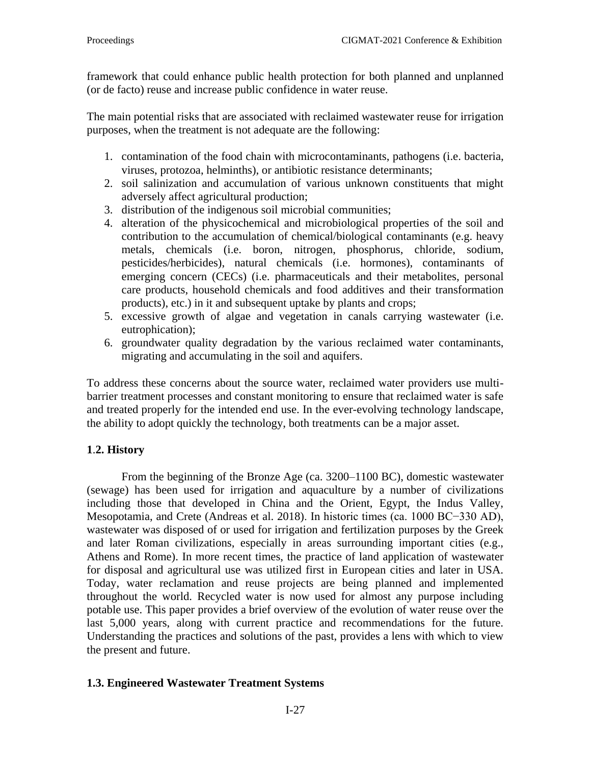framework that could enhance public health protection for both planned and unplanned (or de facto) reuse and increase public confidence in water reuse.

The main potential risks that are associated with reclaimed wastewater reuse for irrigation purposes, when the treatment is not adequate are the following:

1. contamination of the food chain with microcontaminants, pathogens (i.e. bacteria, viruses, protozoa, helminths), or antibiotic resistance determinants;
2. soil salinization and accumulation of various unknown constituents that might adversely affect agricultural production;
3. distribution of the indigenous soil microbial communities;
4. alteration of the physicochemical and microbiological properties of the soil and contribution to the accumulation of chemical/biological contaminants (e.g. heavy metals, chemicals (i.e. boron, nitrogen, phosphorus, chloride, sodium, pesticides/herbicides), natural chemicals (i.e. hormones), contaminants of emerging concern (CECs) (i.e. pharmaceuticals and their metabolites, personal care products, household chemicals and food additives and their transformation products), etc.) in it and subsequent uptake by plants and crops;
5. excessive growth of algae and vegetation in canals carrying wastewater (i.e. eutrophication);
6. groundwater quality degradation by the various reclaimed water contaminants, migrating and accumulating in the soil and aquifers.

To address these concerns about the source water, reclaimed water providers use multi-barrier treatment processes and constant monitoring to ensure that reclaimed water is safe and treated properly for the intended end use. In the ever-evolving technology landscape, the ability to adopt quickly the technology, both treatments can be a major asset.

### 1.2. History

From the beginning of the Bronze Age (ca. 3200–1100 BC), domestic wastewater (sewage) has been used for irrigation and aquaculture by a number of civilizations including those that developed in China and the Orient, Egypt, the Indus Valley, Mesopotamia, and Crete (Andreas et al. 2018). In historic times (ca. 1000 BC−330 AD), wastewater was disposed of or used for irrigation and fertilization purposes by the Greek and later Roman civilizations, especially in areas surrounding important cities (e.g., Athens and Rome). In more recent times, the practice of land application of wastewater for disposal and agricultural use was utilized first in European cities and later in USA. Today, water reclamation and reuse projects are being planned and implemented throughout the world. Recycled water is now used for almost any purpose including potable use. This paper provides a brief overview of the evolution of water reuse over the last 5,000 years, along with current practice and recommendations for the future. Understanding the practices and solutions of the past, provides a lens with which to view the present and future.

### 1.3. Engineered Wastewater Treatment Systems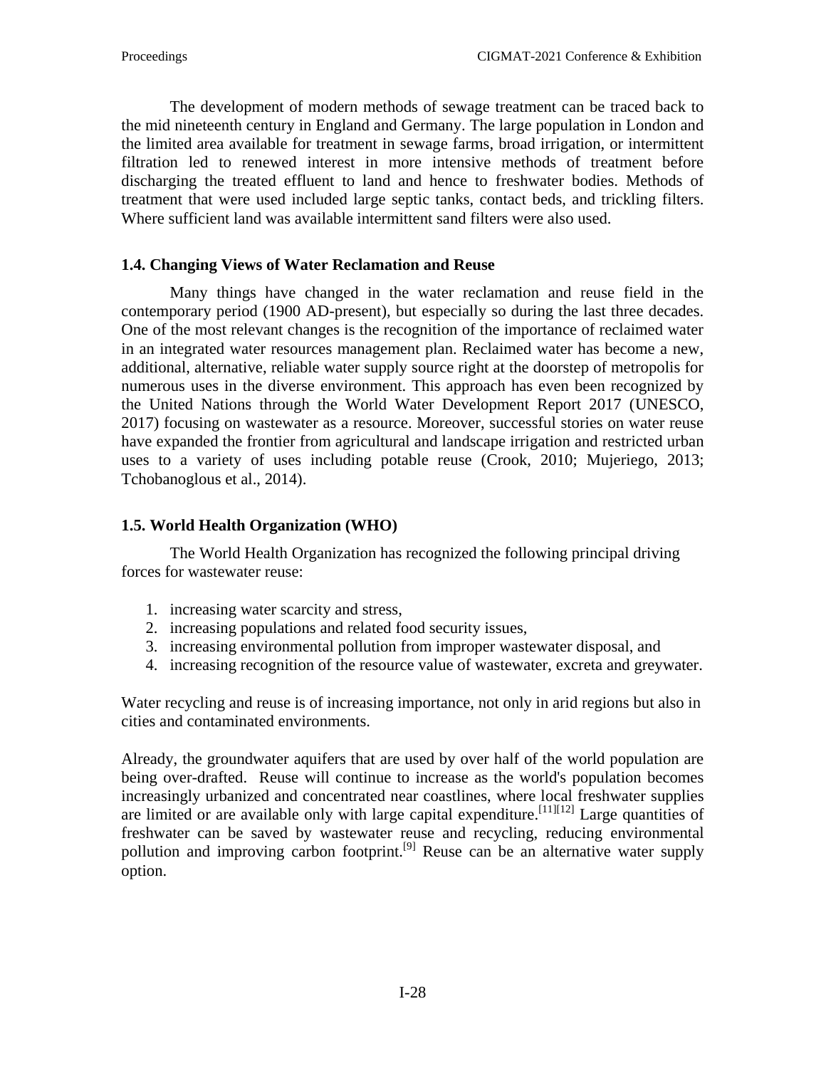The development of modern methods of sewage treatment can be traced back to the mid nineteenth century in England and Germany. The large population in London and the limited area available for treatment in sewage farms, broad irrigation, or intermittent filtration led to renewed interest in more intensive methods of treatment before discharging the treated effluent to land and hence to freshwater bodies. Methods of treatment that were used included large septic tanks, contact beds, and trickling filters. Where sufficient land was available intermittent sand filters were also used.

### 1.4. Changing Views of Water Reclamation and Reuse

Many things have changed in the water reclamation and reuse field in the contemporary period (1900 AD-present), but especially so during the last three decades. One of the most relevant changes is the recognition of the importance of reclaimed water in an integrated water resources management plan. Reclaimed water has become a new, additional, alternative, reliable water supply source right at the doorstep of metropolis for numerous uses in the diverse environment. This approach has even been recognized by the United Nations through the World Water Development Report 2017 (UNESCO, 2017) focusing on wastewater as a resource. Moreover, successful stories on water reuse have expanded the frontier from agricultural and landscape irrigation and restricted urban uses to a variety of uses including potable reuse (Crook, 2010; Mujeriego, 2013; Tchobanoglous et al., 2014).

### 1.5. World Health Organization (WHO)

The World Health Organization has recognized the following principal driving forces for wastewater reuse:

1. increasing water scarcity and stress,
2. increasing populations and related food security issues,
3. increasing environmental pollution from improper wastewater disposal, and
4. increasing recognition of the resource value of wastewater, excreta and greywater.

Water recycling and reuse is of increasing importance, not only in arid regions but also in cities and contaminated environments.

Already, the groundwater aquifers that are used by over half of the world population are being over-drafted. Reuse will continue to increase as the world's population becomes increasingly urbanized and concentrated near coastlines, where local freshwater supplies are limited or are available only with large capital expenditure.[11][12] Large quantities of freshwater can be saved by wastewater reuse and recycling, reducing environmental pollution and improving carbon footprint.[9] Reuse can be an alternative water supply option.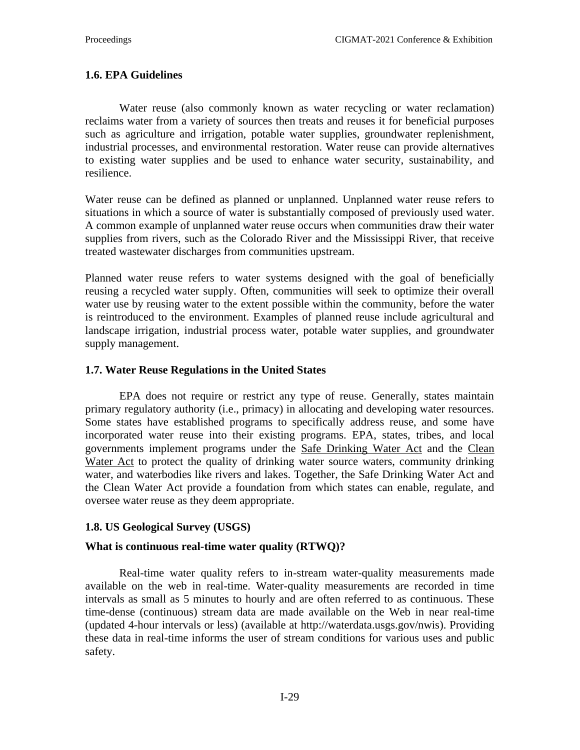### 1.6. EPA Guidelines

Water reuse (also commonly known as water recycling or water reclamation) reclaims water from a variety of sources then treats and reuses it for beneficial purposes such as agriculture and irrigation, potable water supplies, groundwater replenishment, industrial processes, and environmental restoration. Water reuse can provide alternatives to existing water supplies and be used to enhance water security, sustainability, and resilience.

Water reuse can be defined as planned or unplanned. Unplanned water reuse refers to situations in which a source of water is substantially composed of previously used water. A common example of unplanned water reuse occurs when communities draw their water supplies from rivers, such as the Colorado River and the Mississippi River, that receive treated wastewater discharges from communities upstream.

Planned water reuse refers to water systems designed with the goal of beneficially reusing a recycled water supply. Often, communities will seek to optimize their overall water use by reusing water to the extent possible within the community, before the water is reintroduced to the environment. Examples of planned reuse include agricultural and landscape irrigation, industrial process water, potable water supplies, and groundwater supply management.

### 1.7. Water Reuse Regulations in the United States

EPA does not require or restrict any type of reuse. Generally, states maintain primary regulatory authority (i.e., primacy) in allocating and developing water resources. Some states have established programs to specifically address reuse, and some have incorporated water reuse into their existing programs. EPA, states, tribes, and local governments implement programs under the Safe Drinking Water Act and the Clean Water Act to protect the quality of drinking water source waters, community drinking water, and waterbodies like rivers and lakes. Together, the Safe Drinking Water Act and the Clean Water Act provide a foundation from which states can enable, regulate, and oversee water reuse as they deem appropriate.

### 1.8. US Geological Survey (USGS)

#### What is continuous real-time water quality (RTWQ)?

Real-time water quality refers to in-stream water-quality measurements made available on the web in real-time. Water-quality measurements are recorded in time intervals as small as 5 minutes to hourly and are often referred to as continuous. These time-dense (continuous) stream data are made available on the Web in near real-time (updated 4-hour intervals or less) (available at http://waterdata.usgs.gov/nwis). Providing these data in real-time informs the user of stream conditions for various uses and public safety.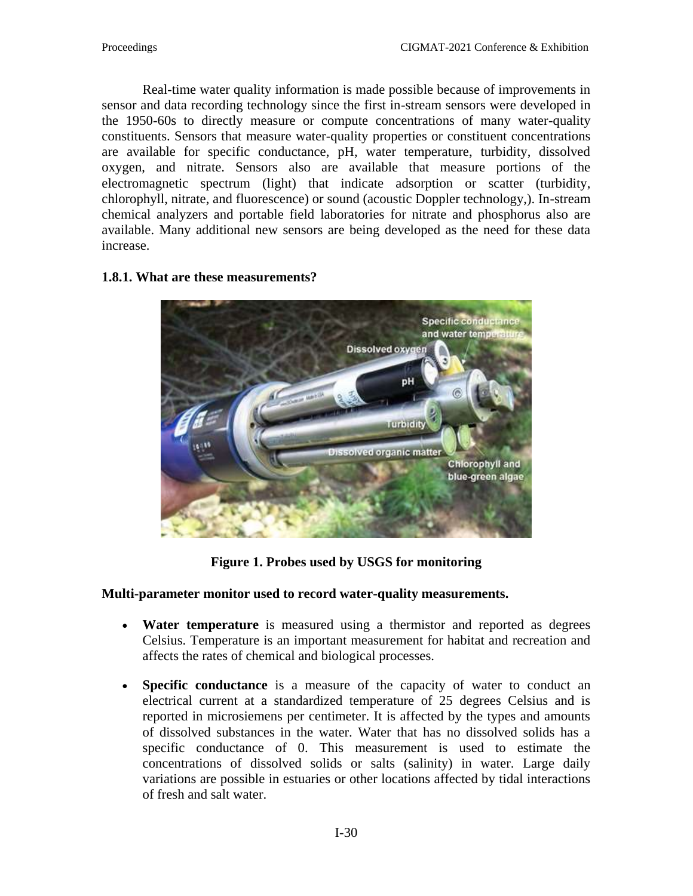Real-time water quality information is made possible because of improvements in sensor and data recording technology since the first in-stream sensors were developed in the 1950-60s to directly measure or compute concentrations of many water-quality constituents. Sensors that measure water-quality properties or constituent concentrations are available for specific conductance, pH, water temperature, turbidity, dissolved oxygen, and nitrate. Sensors also are available that measure portions of the electromagnetic spectrum (light) that indicate adsorption or scatter (turbidity, chlorophyll, nitrate, and fluorescence) or sound (acoustic Doppler technology,). In-stream chemical analyzers and portable field laboratories for nitrate and phosphorus also are available. Many additional new sensors are being developed as the need for these data increase.

### 1.8.1. What are these measurements?

**Figure 1. Probes used by USGS for monitoring**

**Multi-parameter monitor used to record water-quality measurements.**

- **Water temperature** is measured using a thermistor and reported as degrees Celsius. Temperature is an important measurement for habitat and recreation and affects the rates of chemical and biological processes.

- **Specific conductance** is a measure of the capacity of water to conduct an electrical current at a standardized temperature of 25 degrees Celsius and is reported in microsiemens per centimeter. It is affected by the types and amounts of dissolved substances in the water. Water that has no dissolved solids has a specific conductance of 0. This measurement is used to estimate the concentrations of dissolved solids or salts (salinity) in water. Large daily variations are possible in estuaries or other locations affected by tidal interactions of fresh and salt water.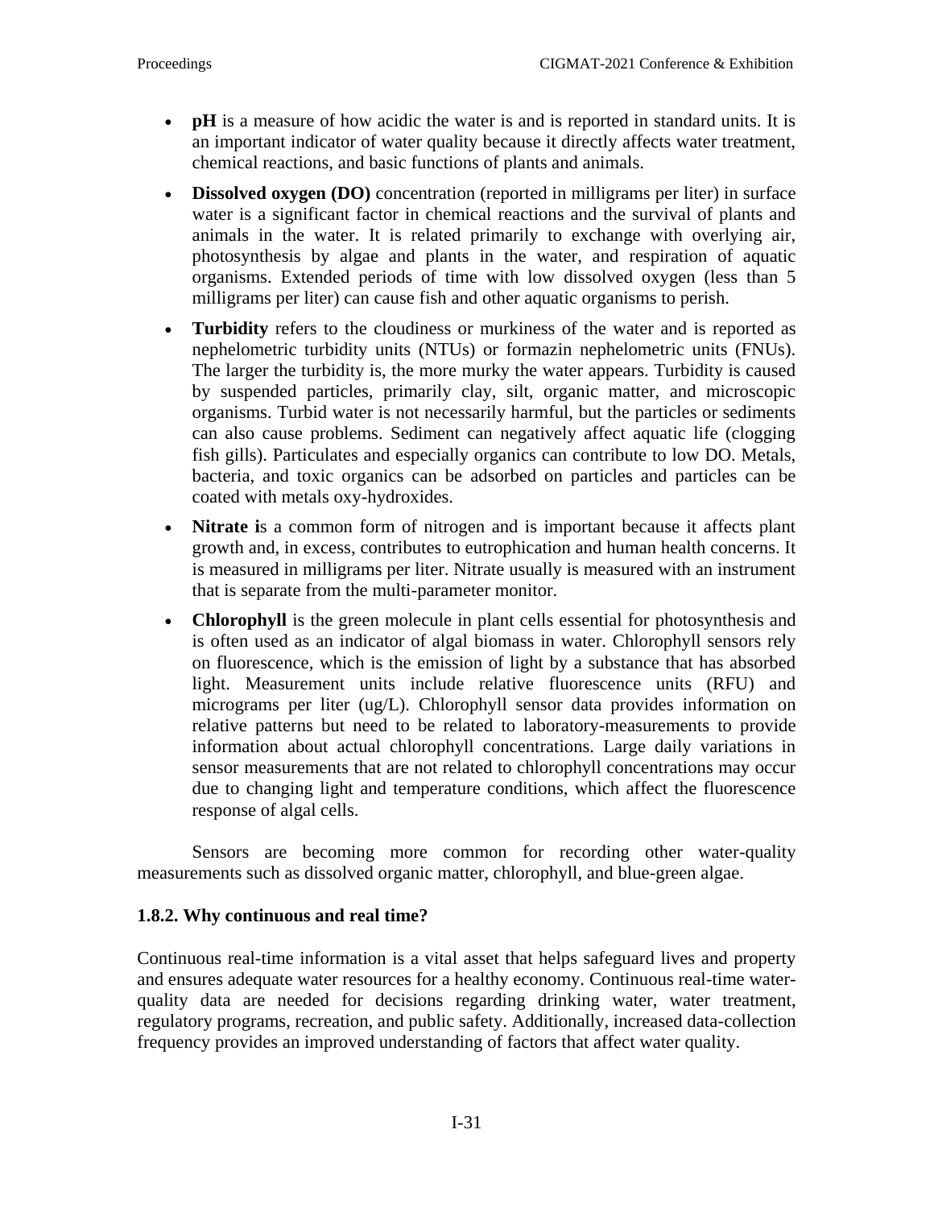- **pH** is a measure of how acidic the water is and is reported in standard units. It is an important indicator of water quality because it directly affects water treatment, chemical reactions, and basic functions of plants and animals.
- **Dissolved oxygen (DO)** concentration (reported in milligrams per liter) in surface water is a significant factor in chemical reactions and the survival of plants and animals in the water. It is related primarily to exchange with overlying air, photosynthesis by algae and plants in the water, and respiration of aquatic organisms. Extended periods of time with low dissolved oxygen (less than 5 milligrams per liter) can cause fish and other aquatic organisms to perish.
- **Turbidity** refers to the cloudiness or murkiness of the water and is reported as nephelometric turbidity units (NTUs) or formazin nephelometric units (FNUs). The larger the turbidity is, the more murky the water appears. Turbidity is caused by suspended particles, primarily clay, silt, organic matter, and microscopic organisms. Turbid water is not necessarily harmful, but the particles or sediments can also cause problems. Sediment can negatively affect aquatic life (clogging fish gills). Particulates and especially organics can contribute to low DO. Metals, bacteria, and toxic organics can be adsorbed on particles and particles can be coated with metals oxy-hydroxides.
- **Nitrate i**s a common form of nitrogen and is important because it affects plant growth and, in excess, contributes to eutrophication and human health concerns. It is measured in milligrams per liter. Nitrate usually is measured with an instrument that is separate from the multi-parameter monitor.
- **Chlorophyll** is the green molecule in plant cells essential for photosynthesis and is often used as an indicator of algal biomass in water. Chlorophyll sensors rely on fluorescence, which is the emission of light by a substance that has absorbed light. Measurement units include relative fluorescence units (RFU) and micrograms per liter (ug/L). Chlorophyll sensor data provides information on relative patterns but need to be related to laboratory-measurements to provide information about actual chlorophyll concentrations. Large daily variations in sensor measurements that are not related to chlorophyll concentrations may occur due to changing light and temperature conditions, which affect the fluorescence response of algal cells.

Sensors are becoming more common for recording other water-quality measurements such as dissolved organic matter, chlorophyll, and blue-green algae.

### 1.8.2. Why continuous and real time?

Continuous real-time information is a vital asset that helps safeguard lives and property and ensures adequate water resources for a healthy economy. Continuous real-time water-quality data are needed for decisions regarding drinking water, water treatment, regulatory programs, recreation, and public safety. Additionally, increased data-collection frequency provides an improved understanding of factors that affect water quality.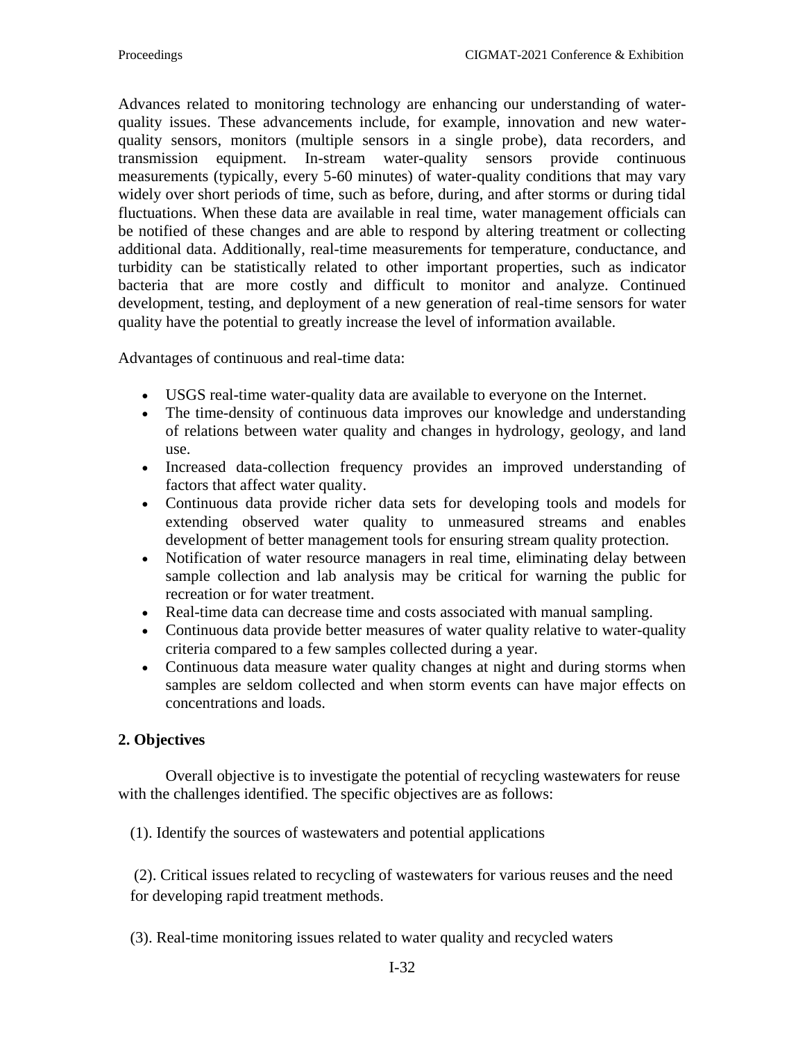Advances related to monitoring technology are enhancing our understanding of water-quality issues. These advancements include, for example, innovation and new water-quality sensors, monitors (multiple sensors in a single probe), data recorders, and transmission equipment. In-stream water-quality sensors provide continuous measurements (typically, every 5-60 minutes) of water-quality conditions that may vary widely over short periods of time, such as before, during, and after storms or during tidal fluctuations. When these data are available in real time, water management officials can be notified of these changes and are able to respond by altering treatment or collecting additional data. Additionally, real-time measurements for temperature, conductance, and turbidity can be statistically related to other important properties, such as indicator bacteria that are more costly and difficult to monitor and analyze. Continued development, testing, and deployment of a new generation of real-time sensors for water quality have the potential to greatly increase the level of information available.

Advantages of continuous and real-time data:

- USGS real-time water-quality data are available to everyone on the Internet.
- The time-density of continuous data improves our knowledge and understanding of relations between water quality and changes in hydrology, geology, and land use.
- Increased data-collection frequency provides an improved understanding of factors that affect water quality.
- Continuous data provide richer data sets for developing tools and models for extending observed water quality to unmeasured streams and enables development of better management tools for ensuring stream quality protection.
- Notification of water resource managers in real time, eliminating delay between sample collection and lab analysis may be critical for warning the public for recreation or for water treatment.
- Real-time data can decrease time and costs associated with manual sampling.
- Continuous data provide better measures of water quality relative to water-quality criteria compared to a few samples collected during a year.
- Continuous data measure water quality changes at night and during storms when samples are seldom collected and when storm events can have major effects on concentrations and loads.

## 2. Objectives

Overall objective is to investigate the potential of recycling wastewaters for reuse with the challenges identified. The specific objectives are as follows:

(1). Identify the sources of wastewaters and potential applications

(2). Critical issues related to recycling of wastewaters for various reuses and the need for developing rapid treatment methods.

(3). Real-time monitoring issues related to water quality and recycled waters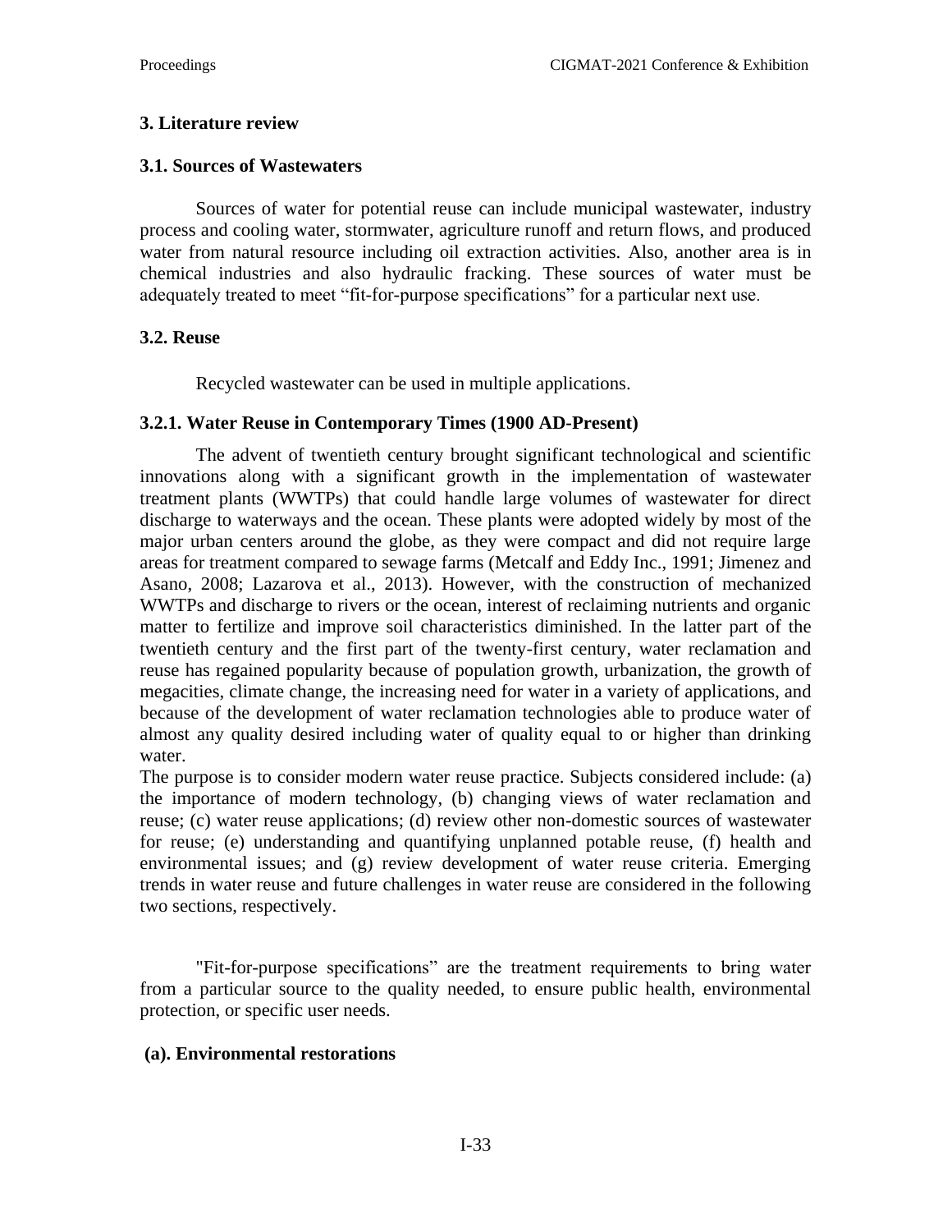## 3. Literature review

### 3.1. Sources of Wastewaters

Sources of water for potential reuse can include municipal wastewater, industry process and cooling water, stormwater, agriculture runoff and return flows, and produced water from natural resource including oil extraction activities. Also, another area is in chemical industries and also hydraulic fracking. These sources of water must be adequately treated to meet "fit-for-purpose specifications" for a particular next use.

### 3.2. Reuse

Recycled wastewater can be used in multiple applications.

#### 3.2.1. Water Reuse in Contemporary Times (1900 AD-Present)

The advent of twentieth century brought significant technological and scientific innovations along with a significant growth in the implementation of wastewater treatment plants (WWTPs) that could handle large volumes of wastewater for direct discharge to waterways and the ocean. These plants were adopted widely by most of the major urban centers around the globe, as they were compact and did not require large areas for treatment compared to sewage farms (Metcalf and Eddy Inc., 1991; Jimenez and Asano, 2008; Lazarova et al., 2013). However, with the construction of mechanized WWTPs and discharge to rivers or the ocean, interest of reclaiming nutrients and organic matter to fertilize and improve soil characteristics diminished. In the latter part of the twentieth century and the first part of the twenty-first century, water reclamation and reuse has regained popularity because of population growth, urbanization, the growth of megacities, climate change, the increasing need for water in a variety of applications, and because of the development of water reclamation technologies able to produce water of almost any quality desired including water of quality equal to or higher than drinking water.

The purpose is to consider modern water reuse practice. Subjects considered include: (a) the importance of modern technology, (b) changing views of water reclamation and reuse; (c) water reuse applications; (d) review other non-domestic sources of wastewater for reuse; (e) understanding and quantifying unplanned potable reuse, (f) health and environmental issues; and (g) review development of water reuse criteria. Emerging trends in water reuse and future challenges in water reuse are considered in the following two sections, respectively.

"Fit-for-purpose specifications" are the treatment requirements to bring water from a particular source to the quality needed, to ensure public health, environmental protection, or specific user needs.

**(a). Environmental restorations**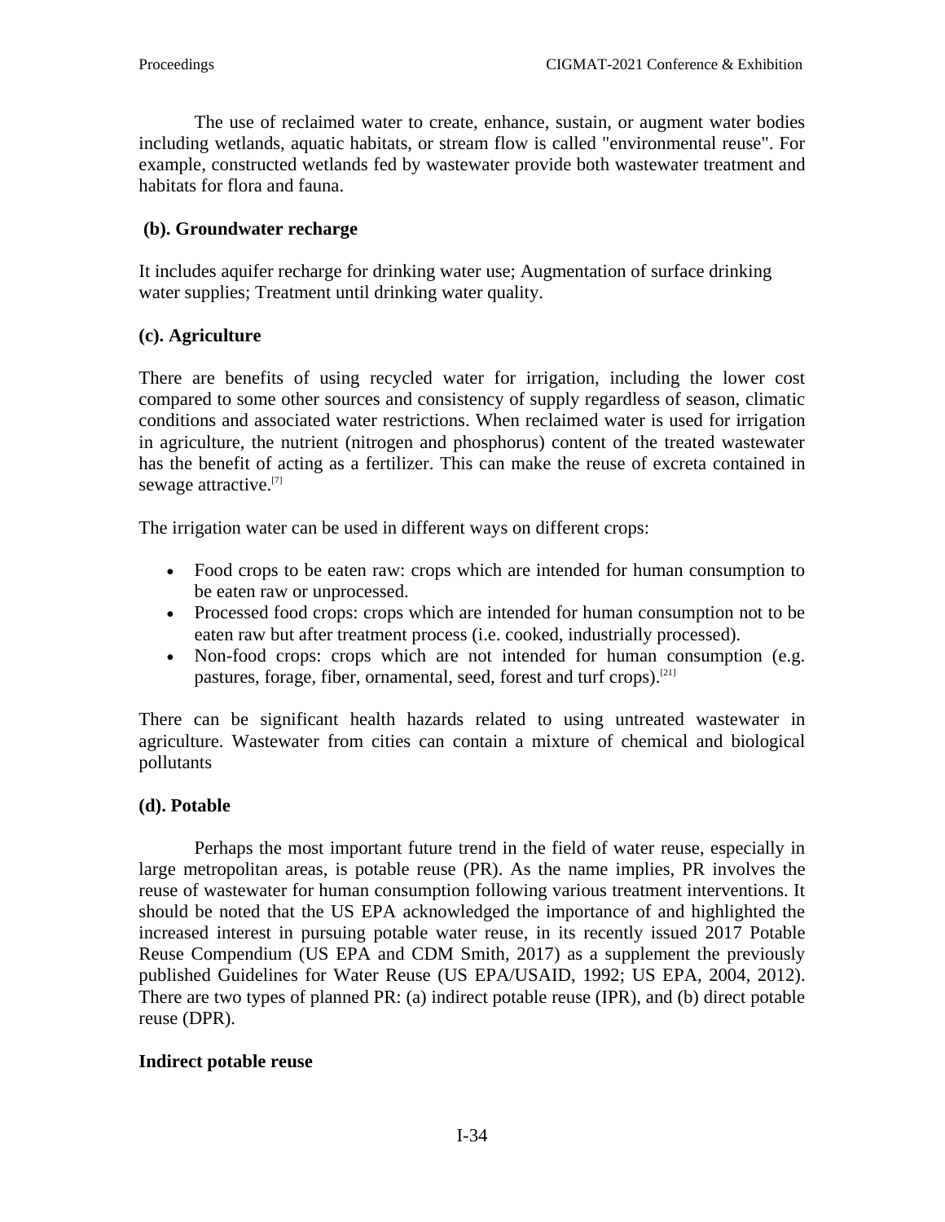The use of reclaimed water to create, enhance, sustain, or augment water bodies including wetlands, aquatic habitats, or stream flow is called "environmental reuse". For example, constructed wetlands fed by wastewater provide both wastewater treatment and habitats for flora and fauna.

### (b). Groundwater recharge

It includes aquifer recharge for drinking water use; Augmentation of surface drinking water supplies; Treatment until drinking water quality.

### (c). Agriculture

There are benefits of using recycled water for irrigation, including the lower cost compared to some other sources and consistency of supply regardless of season, climatic conditions and associated water restrictions. When reclaimed water is used for irrigation in agriculture, the nutrient (nitrogen and phosphorus) content of the treated wastewater has the benefit of acting as a fertilizer. This can make the reuse of excreta contained in sewage attractive.[7]

The irrigation water can be used in different ways on different crops:

- Food crops to be eaten raw: crops which are intended for human consumption to be eaten raw or unprocessed.
- Processed food crops: crops which are intended for human consumption not to be eaten raw but after treatment process (i.e. cooked, industrially processed).
- Non-food crops: crops which are not intended for human consumption (e.g. pastures, forage, fiber, ornamental, seed, forest and turf crops).[21]

There can be significant health hazards related to using untreated wastewater in agriculture. Wastewater from cities can contain a mixture of chemical and biological pollutants

### (d). Potable

Perhaps the most important future trend in the field of water reuse, especially in large metropolitan areas, is potable reuse (PR). As the name implies, PR involves the reuse of wastewater for human consumption following various treatment interventions. It should be noted that the US EPA acknowledged the importance of and highlighted the increased interest in pursuing potable water reuse, in its recently issued 2017 Potable Reuse Compendium (US EPA and CDM Smith, 2017) as a supplement the previously published Guidelines for Water Reuse (US EPA/USAID, 1992; US EPA, 2004, 2012). There are two types of planned PR: (a) indirect potable reuse (IPR), and (b) direct potable reuse (DPR).

#### Indirect potable reuse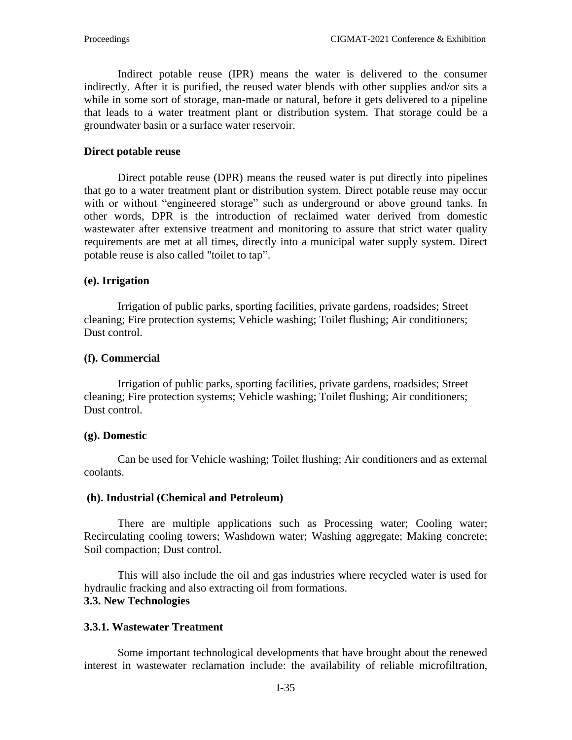Indirect potable reuse (IPR) means the water is delivered to the consumer indirectly. After it is purified, the reused water blends with other supplies and/or sits a while in some sort of storage, man-made or natural, before it gets delivered to a pipeline that leads to a water treatment plant or distribution system. That storage could be a groundwater basin or a surface water reservoir.

**Direct potable reuse**

Direct potable reuse (DPR) means the reused water is put directly into pipelines that go to a water treatment plant or distribution system. Direct potable reuse may occur with or without "engineered storage" such as underground or above ground tanks. In other words, DPR is the introduction of reclaimed water derived from domestic wastewater after extensive treatment and monitoring to assure that strict water quality requirements are met at all times, directly into a municipal water supply system. Direct potable reuse is also called "toilet to tap".

**(e). Irrigation**

Irrigation of public parks, sporting facilities, private gardens, roadsides; Street cleaning; Fire protection systems; Vehicle washing; Toilet flushing; Air conditioners; Dust control.

**(f). Commercial**

Irrigation of public parks, sporting facilities, private gardens, roadsides; Street cleaning; Fire protection systems; Vehicle washing; Toilet flushing; Air conditioners; Dust control.

**(g). Domestic**

Can be used for Vehicle washing; Toilet flushing; Air conditioners and as external coolants.

**(h). Industrial (Chemical and Petroleum)**

There are multiple applications such as Processing water; Cooling water; Recirculating cooling towers; Washdown water; Washing aggregate; Making concrete; Soil compaction; Dust control.

This will also include the oil and gas industries where recycled water is used for hydraulic fracking and also extracting oil from formations.

**3.3. New Technologies**

**3.3.1. Wastewater Treatment**

Some important technological developments that have brought about the renewed interest in wastewater reclamation include: the availability of reliable microfiltration,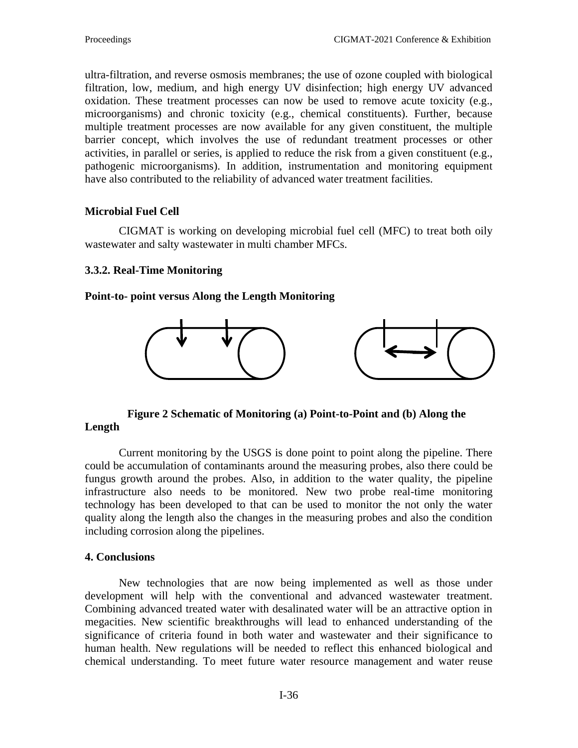ultra-filtration, and reverse osmosis membranes; the use of ozone coupled with biological filtration, low, medium, and high energy UV disinfection; high energy UV advanced oxidation. These treatment processes can now be used to remove acute toxicity (e.g., microorganisms) and chronic toxicity (e.g., chemical constituents). Further, because multiple treatment processes are now available for any given constituent, the multiple barrier concept, which involves the use of redundant treatment processes or other activities, in parallel or series, is applied to reduce the risk from a given constituent (e.g., pathogenic microorganisms). In addition, instrumentation and monitoring equipment have also contributed to the reliability of advanced water treatment facilities.

**Microbial Fuel Cell**

CIGMAT is working on developing microbial fuel cell (MFC) to treat both oily wastewater and salty wastewater in multi chamber MFCs.

**3.3.2. Real-Time Monitoring**

**Point-to- point versus Along the Length Monitoring**

**Figure 2 Schematic of Monitoring (a) Point-to-Point and (b) Along the Length**

Current monitoring by the USGS is done point to point along the pipeline. There could be accumulation of contaminants around the measuring probes, also there could be fungus growth around the probes. Also, in addition to the water quality, the pipeline infrastructure also needs to be monitored. New two probe real-time monitoring technology has been developed to that can be used to monitor the not only the water quality along the length also the changes in the measuring probes and also the condition including corrosion along the pipelines.

## 4. Conclusions

New technologies that are now being implemented as well as those under development will help with the conventional and advanced wastewater treatment. Combining advanced treated water with desalinated water will be an attractive option in megacities. New scientific breakthroughs will lead to enhanced understanding of the significance of criteria found in both water and wastewater and their significance to human health. New regulations will be needed to reflect this enhanced biological and chemical understanding. To meet future water resource management and water reuse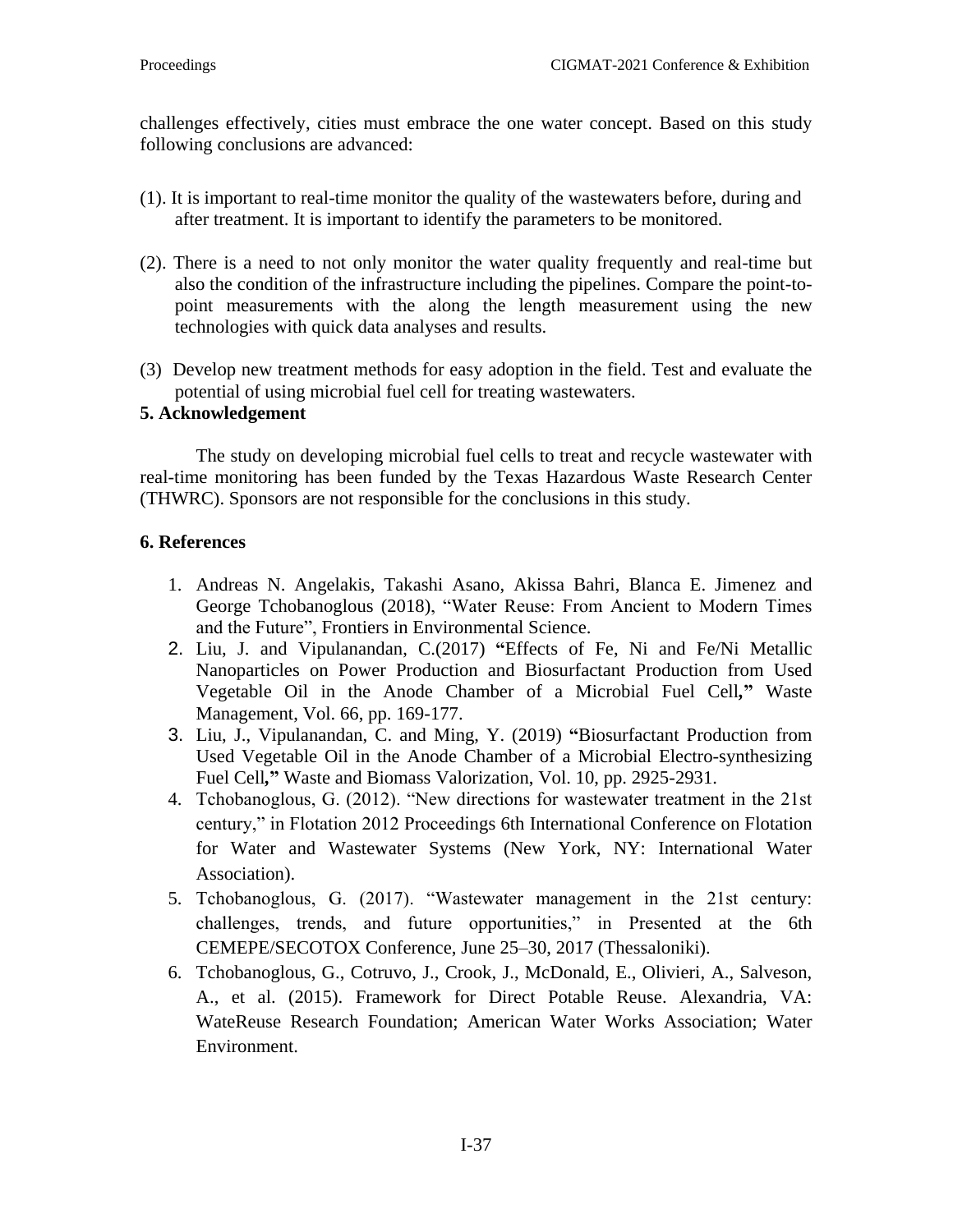challenges effectively, cities must embrace the one water concept. Based on this study following conclusions are advanced:

(1). It is important to real-time monitor the quality of the wastewaters before, during and after treatment. It is important to identify the parameters to be monitored.

(2). There is a need to not only monitor the water quality frequently and real-time but also the condition of the infrastructure including the pipelines. Compare the point-to-point measurements with the along the length measurement using the new technologies with quick data analyses and results.

(3) Develop new treatment methods for easy adoption in the field. Test and evaluate the potential of using microbial fuel cell for treating wastewaters.

## 5. Acknowledgement

The study on developing microbial fuel cells to treat and recycle wastewater with real-time monitoring has been funded by the Texas Hazardous Waste Research Center (THWRC). Sponsors are not responsible for the conclusions in this study.

## 6. References

1. Andreas N. Angelakis, Takashi Asano, Akissa Bahri, Blanca E. Jimenez and George Tchobanoglous (2018), "Water Reuse: From Ancient to Modern Times and the Future", Frontiers in Environmental Science.
2. Liu, J. and Vipulanandan, C.(2017) **"**Effects of Fe, Ni and Fe/Ni Metallic Nanoparticles on Power Production and Biosurfactant Production from Used Vegetable Oil in the Anode Chamber of a Microbial Fuel Cell**,"** Waste Management, Vol. 66, pp. 169-177.
3. Liu, J., Vipulanandan, C. and Ming, Y. (2019) **"**Biosurfactant Production from Used Vegetable Oil in the Anode Chamber of a Microbial Electro-synthesizing Fuel Cell**,"** Waste and Biomass Valorization, Vol. 10, pp. 2925-2931.
4. Tchobanoglous, G. (2012). "New directions for wastewater treatment in the 21st century," in Flotation 2012 Proceedings 6th International Conference on Flotation for Water and Wastewater Systems (New York, NY: International Water Association).
5. Tchobanoglous, G. (2017). "Wastewater management in the 21st century: challenges, trends, and future opportunities," in Presented at the 6th CEMEPE/SECOTOX Conference, June 25–30, 2017 (Thessaloniki).
6. Tchobanoglous, G., Cotruvo, J., Crook, J., McDonald, E., Olivieri, A., Salveson, A., et al. (2015). Framework for Direct Potable Reuse. Alexandria, VA: WateReuse Research Foundation; American Water Works Association; Water Environment.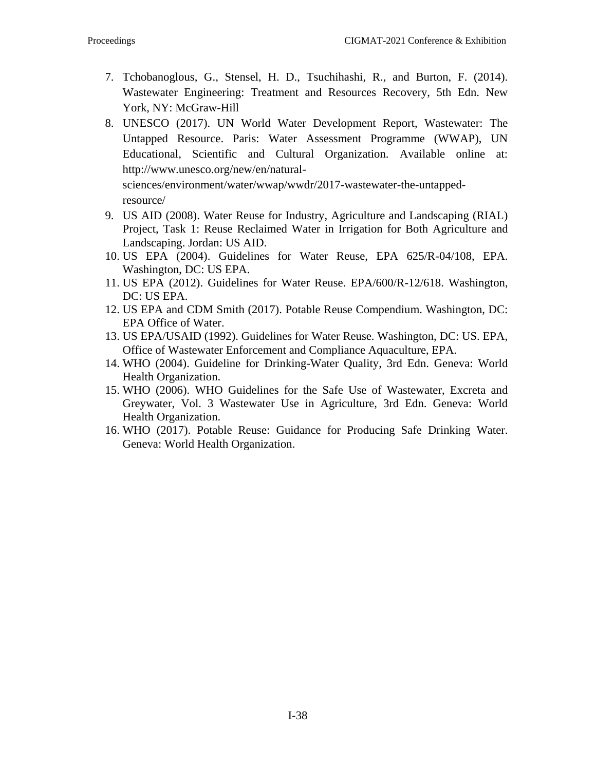7. Tchobanoglous, G., Stensel, H. D., Tsuchihashi, R., and Burton, F. (2014). Wastewater Engineering: Treatment and Resources Recovery, 5th Edn. New York, NY: McGraw-Hill
8. UNESCO (2017). UN World Water Development Report, Wastewater: The Untapped Resource. Paris: Water Assessment Programme (WWAP), UN Educational, Scientific and Cultural Organization. Available online at: http://www.unesco.org/new/en/natural-sciences/environment/water/wwap/wwdr/2017-wastewater-the-untapped-resource/
9. US AID (2008). Water Reuse for Industry, Agriculture and Landscaping (RIAL) Project, Task 1: Reuse Reclaimed Water in Irrigation for Both Agriculture and Landscaping. Jordan: US AID.
10. US EPA (2004). Guidelines for Water Reuse, EPA 625/R-04/108, EPA. Washington, DC: US EPA.
11. US EPA (2012). Guidelines for Water Reuse. EPA/600/R-12/618. Washington, DC: US EPA.
12. US EPA and CDM Smith (2017). Potable Reuse Compendium. Washington, DC: EPA Office of Water.
13. US EPA/USAID (1992). Guidelines for Water Reuse. Washington, DC: US. EPA, Office of Wastewater Enforcement and Compliance Aquaculture, EPA.
14. WHO (2004). Guideline for Drinking-Water Quality, 3rd Edn. Geneva: World Health Organization.
15. WHO (2006). WHO Guidelines for the Safe Use of Wastewater, Excreta and Greywater, Vol. 3 Wastewater Use in Agriculture, 3rd Edn. Geneva: World Health Organization.
16. WHO (2017). Potable Reuse: Guidance for Producing Safe Drinking Water. Geneva: World Health Organization.